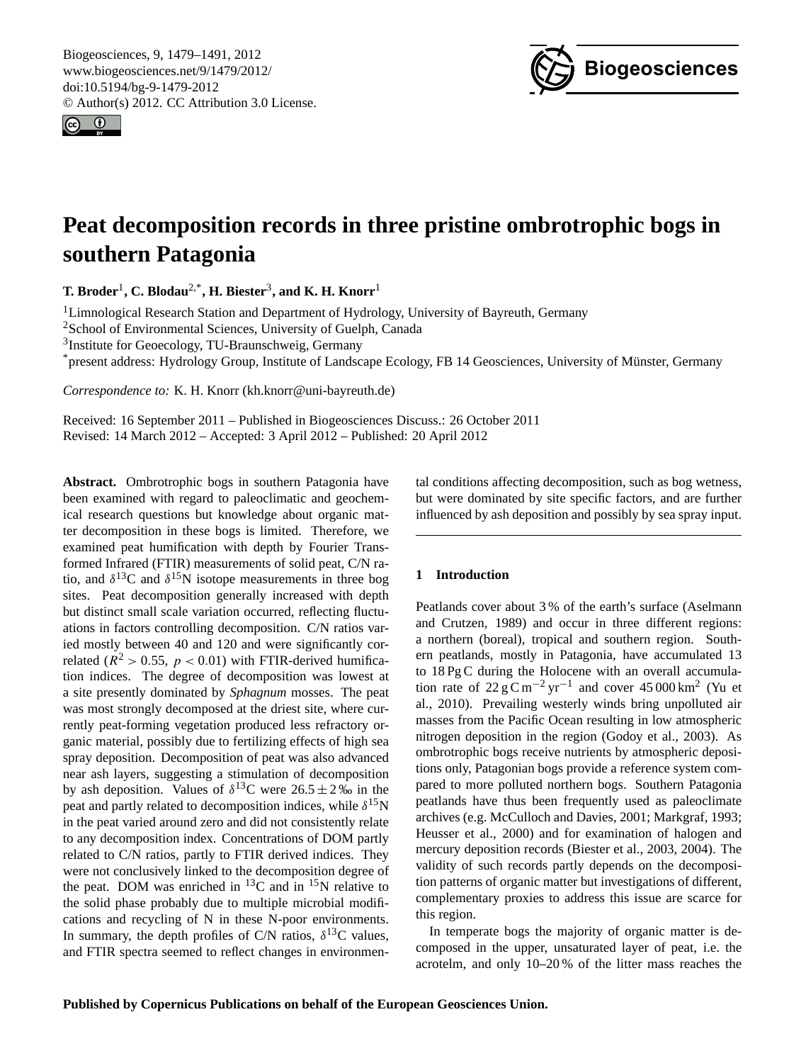# Peat decomposition records in three pristine ombrotrophic bogs in southern Patagonia

**T. Broder**[1], **C. Blodau**[2,*], **H. Biester**[3], **and K. H. Knorr**[1]

[1]Limnological Research Station and Department of Hydrology, University of Bayreuth, Germany

[2]School of Environmental Sciences, University of Guelph, Canada

[3]Institute for Geoecology, TU-Braunschweig, Germany

[*]present address: Hydrology Group, Institute of Landscape Ecology, FB 14 Geosciences, University of Münster, Germany

*Correspondence to:* K. H. Knorr (kh.knorr@uni-bayreuth.de)

Received: 16 September 2011 – Published in Biogeosciences Discuss.: 26 October 2011
Revised: 14 March 2012 – Accepted: 3 April 2012 – Published: 20 April 2012

**Abstract.** Ombrotrophic bogs in southern Patagonia have been examined with regard to paleoclimatic and geochemical research questions but knowledge about organic matter decomposition in these bogs is limited. Therefore, we examined peat humification with depth by Fourier Transformed Infrared (FTIR) measurements of solid peat, C/N ratio, and $\delta^{13}$C and $\delta^{15}$N isotope measurements in three bog sites. Peat decomposition generally increased with depth but distinct small scale variation occurred, reflecting fluctuations in factors controlling decomposition. C/N ratios varied mostly between 40 and 120 and were significantly correlated ($R^2 > 0.55$, $p < 0.01$) with FTIR-derived humification indices. The degree of decomposition was lowest at a site presently dominated by *Sphagnum* mosses. The peat was most strongly decomposed at the driest site, where currently peat-forming vegetation produced less refractory organic material, possibly due to fertilizing effects of high sea spray deposition. Decomposition of peat was also advanced near ash layers, suggesting a stimulation of decomposition by ash deposition. Values of $\delta^{13}$C were $26.5 \pm 2$ ‰ in the peat and partly related to decomposition indices, while $\delta^{15}$N in the peat varied around zero and did not consistently relate to any decomposition index. Concentrations of DOM partly related to C/N ratios, partly to FTIR derived indices. They were not conclusively linked to the decomposition degree of the peat. DOM was enriched in $^{13}$C and in $^{15}$N relative to the solid phase probably due to multiple microbial modifications and recycling of N in these N-poor environments. In summary, the depth profiles of C/N ratios, $\delta^{13}$C values, and FTIR spectra seemed to reflect changes in environmental conditions affecting decomposition, such as bog wetness, but were dominated by site specific factors, and are further influenced by ash deposition and possibly by sea spray input.

## 1 Introduction

Peatlands cover about 3 % of the earth's surface (Aselmann and Crutzen, 1989) and occur in three different regions: a northern (boreal), tropical and southern region. Southern peatlands, mostly in Patagonia, have accumulated 13 to 18 Pg C during the Holocene with an overall accumulation rate of 22 g C m$^{-2}$ yr$^{-1}$ and cover 45 000 km$^2$ (Yu et al., 2010). Prevailing westerly winds bring unpolluted air masses from the Pacific Ocean resulting in low atmospheric nitrogen deposition in the region (Godoy et al., 2003). As ombrotrophic bogs receive nutrients by atmospheric depositions only, Patagonian bogs provide a reference system compared to more polluted northern bogs. Southern Patagonia peatlands have thus been frequently used as paleoclimate archives (e.g. McCulloch and Davies, 2001; Markgraf, 1993; Heusser et al., 2000) and for examination of halogen and mercury deposition records (Biester et al., 2003, 2004). The validity of such records partly depends on the decomposition patterns of organic matter but investigations of different, complementary proxies to address this issue are scarce for this region.

In temperate bogs the majority of organic matter is decomposed in the upper, unsaturated layer of peat, i.e. the acrotelm, and only 10–20 % of the litter mass reaches the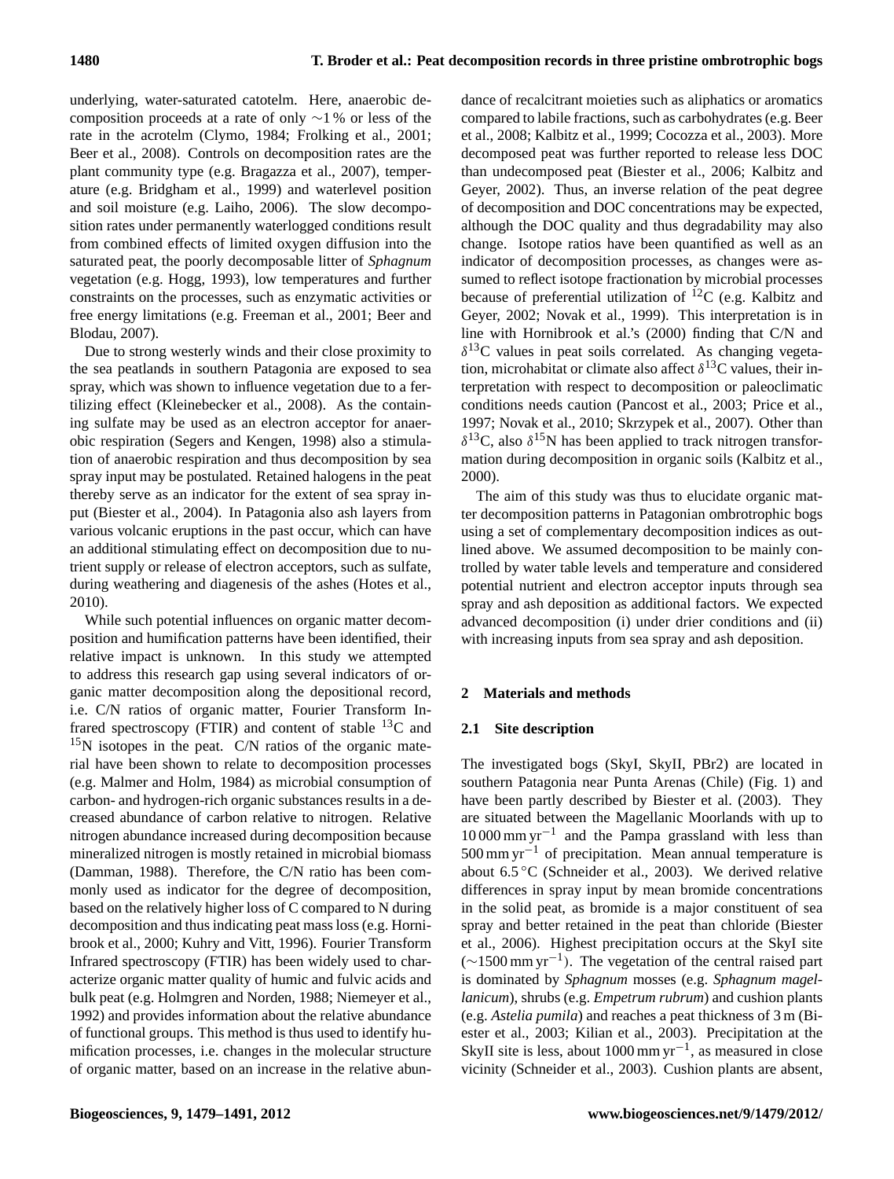underlying, water-saturated catotelm. Here, anaerobic decomposition proceeds at a rate of only ∼1 % or less of the rate in the acrotelm (Clymo, 1984; Frolking et al., 2001; Beer et al., 2008). Controls on decomposition rates are the plant community type (e.g. Bragazza et al., 2007), temperature (e.g. Bridgham et al., 1999) and waterlevel position and soil moisture (e.g. Laiho, 2006). The slow decomposition rates under permanently waterlogged conditions result from combined effects of limited oxygen diffusion into the saturated peat, the poorly decomposable litter of *Sphagnum* vegetation (e.g. Hogg, 1993), low temperatures and further constraints on the processes, such as enzymatic activities or free energy limitations (e.g. Freeman et al., 2001; Beer and Blodau, 2007).

Due to strong westerly winds and their close proximity to the sea peatlands in southern Patagonia are exposed to sea spray, which was shown to influence vegetation due to a fertilizing effect (Kleinebecker et al., 2008). As the containing sulfate may be used as an electron acceptor for anaerobic respiration (Segers and Kengen, 1998) also a stimulation of anaerobic respiration and thus decomposition by sea spray input may be postulated. Retained halogens in the peat thereby serve as an indicator for the extent of sea spray input (Biester et al., 2004). In Patagonia also ash layers from various volcanic eruptions in the past occur, which can have an additional stimulating effect on decomposition due to nutrient supply or release of electron acceptors, such as sulfate, during weathering and diagenesis of the ashes (Hotes et al., 2010).

While such potential influences on organic matter decomposition and humification patterns have been identified, their relative impact is unknown. In this study we attempted to address this research gap using several indicators of organic matter decomposition along the depositional record, i.e. C/N ratios of organic matter, Fourier Transform Infrared spectroscopy (FTIR) and content of stable $^{13}$C and $^{15}$N isotopes in the peat. C/N ratios of the organic material have been shown to relate to decomposition processes (e.g. Malmer and Holm, 1984) as microbial consumption of carbon- and hydrogen-rich organic substances results in a decreased abundance of carbon relative to nitrogen. Relative nitrogen abundance increased during decomposition because mineralized nitrogen is mostly retained in microbial biomass (Damman, 1988). Therefore, the C/N ratio has been commonly used as indicator for the degree of decomposition, based on the relatively higher loss of C compared to N during decomposition and thus indicating peat mass loss (e.g. Hornibrook et al., 2000; Kuhry and Vitt, 1996). Fourier Transform Infrared spectroscopy (FTIR) has been widely used to characterize organic matter quality of humic and fulvic acids and bulk peat (e.g. Holmgren and Norden, 1988; Niemeyer et al., 1992) and provides information about the relative abundance of functional groups. This method is thus used to identify humification processes, i.e. changes in the molecular structure of organic matter, based on an increase in the relative abundance of recalcitrant moieties such as aliphatics or aromatics compared to labile fractions, such as carbohydrates (e.g. Beer et al., 2008; Kalbitz et al., 1999; Cocozza et al., 2003). More decomposed peat was further reported to release less DOC than undecomposed peat (Biester et al., 2006; Kalbitz and Geyer, 2002). Thus, an inverse relation of the peat degree of decomposition and DOC concentrations may be expected, although the DOC quality and thus degradability may also change. Isotope ratios have been quantified as well as an indicator of decomposition processes, as changes were assumed to reflect isotope fractionation by microbial processes because of preferential utilization of $^{12}$C (e.g. Kalbitz and Geyer, 2002; Novak et al., 1999). This interpretation is in line with Hornibrook et al.'s (2000) finding that C/N and $\delta^{13}$C values in peat soils correlated. As changing vegetation, microhabitat or climate also affect $\delta^{13}$C values, their interpretation with respect to decomposition or paleoclimatic conditions needs caution (Pancost et al., 2003; Price et al., 1997; Novak et al., 2010; Skrzypek et al., 2007). Other than $\delta^{13}$C, also $\delta^{15}$N has been applied to track nitrogen transformation during decomposition in organic soils (Kalbitz et al., 2000).

The aim of this study was thus to elucidate organic matter decomposition patterns in Patagonian ombrotrophic bogs using a set of complementary decomposition indices as outlined above. We assumed decomposition to be mainly controlled by water table levels and temperature and considered potential nutrient and electron acceptor inputs through sea spray and ash deposition as additional factors. We expected advanced decomposition (i) under drier conditions and (ii) with increasing inputs from sea spray and ash deposition.

## 2 Materials and methods

### 2.1 Site description

The investigated bogs (SkyI, SkyII, PBr2) are located in southern Patagonia near Punta Arenas (Chile) (Fig. 1) and have been partly described by Biester et al. (2003). They are situated between the Magellanic Moorlands with up to 10 000 mm yr$^{-1}$ and the Pampa grassland with less than 500 mm yr$^{-1}$ of precipitation. Mean annual temperature is about 6.5 °C (Schneider et al., 2003). We derived relative differences in spray input by mean bromide concentrations in the solid peat, as bromide is a major constituent of sea spray and better retained in the peat than chloride (Biester et al., 2006). Highest precipitation occurs at the SkyI site (∼1500 mm yr$^{-1}$). The vegetation of the central raised part is dominated by *Sphagnum* mosses (e.g. *Sphagnum magellanicum*), shrubs (e.g. *Empetrum rubrum*) and cushion plants (e.g. *Astelia pumila*) and reaches a peat thickness of 3 m (Biester et al., 2003; Kilian et al., 2003). Precipitation at the SkyII site is less, about 1000 mm yr$^{-1}$, as measured in close vicinity (Schneider et al., 2003). Cushion plants are absent,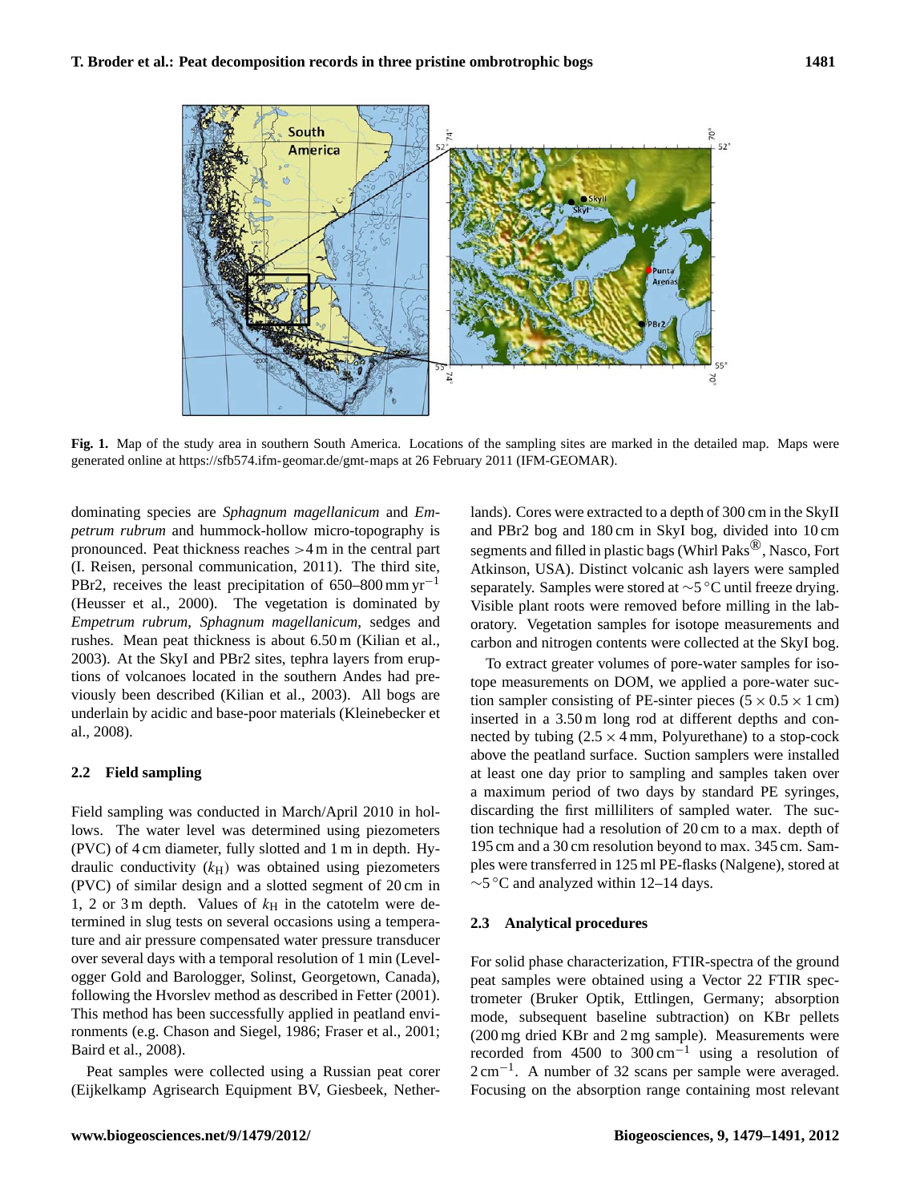**Fig. 1.** Map of the study area in southern South America. Locations of the sampling sites are marked in the detailed map. Maps were generated online at https://sfb574.ifm-geomar.de/gmt-maps at 26 February 2011 (IFM-GEOMAR).

dominating species are *Sphagnum magellanicum* and *Empetrum rubrum* and hummock-hollow micro-topography is pronounced. Peat thickness reaches >4 m in the central part (I. Reisen, personal communication, 2011). The third site, PBr2, receives the least precipitation of 650–800 mm $yr^{-1}$ (Heusser et al., 2000). The vegetation is dominated by *Empetrum rubrum*, *Sphagnum magellanicum*, sedges and rushes. Mean peat thickness is about 6.50 m (Kilian et al., 2003). At the SkyI and PBr2 sites, tephra layers from eruptions of volcanoes located in the southern Andes had previously been described (Kilian et al., 2003). All bogs are underlain by acidic and base-poor materials (Kleinebecker et al., 2008).

### 2.2 Field sampling

Field sampling was conducted in March/April 2010 in hollows. The water level was determined using piezometers (PVC) of 4 cm diameter, fully slotted and 1 m in depth. Hydraulic conductivity ($k_H$) was obtained using piezometers (PVC) of similar design and a slotted segment of 20 cm in 1, 2 or 3 m depth. Values of $k_H$ in the catotelm were determined in slug tests on several occasions using a temperature and air pressure compensated water pressure transducer over several days with a temporal resolution of 1 min (Levelogger Gold and Barologger, Solinst, Georgetown, Canada), following the Hvorslev method as described in Fetter (2001). This method has been successfully applied in peatland environments (e.g. Chason and Siegel, 1986; Fraser et al., 2001; Baird et al., 2008).

Peat samples were collected using a Russian peat corer (Eijkelkamp Agrisearch Equipment BV, Giesbeek, Netherlands). Cores were extracted to a depth of 300 cm in the SkyII and PBr2 bog and 180 cm in SkyI bog, divided into 10 cm segments and filled in plastic bags (Whirl Paks®, Nasco, Fort Atkinson, USA). Distinct volcanic ash layers were sampled separately. Samples were stored at ~5 °C until freeze drying. Visible plant roots were removed before milling in the laboratory. Vegetation samples for isotope measurements and carbon and nitrogen contents were collected at the SkyI bog.

To extract greater volumes of pore-water samples for isotope measurements on DOM, we applied a pore-water suction sampler consisting of PE-sinter pieces ($5 \times 0.5 \times 1$ cm) inserted in a 3.50 m long rod at different depths and connected by tubing ($2.5 \times 4$ mm, Polyurethane) to a stop-cock above the peatland surface. Suction samplers were installed at least one day prior to sampling and samples taken over a maximum period of two days by standard PE syringes, discarding the first milliliters of sampled water. The suction technique had a resolution of 20 cm to a max. depth of 195 cm and a 30 cm resolution beyond to max. 345 cm. Samples were transferred in 125 ml PE-flasks (Nalgene), stored at ~5 °C and analyzed within 12–14 days.

### 2.3 Analytical procedures

For solid phase characterization, FTIR-spectra of the ground peat samples were obtained using a Vector 22 FTIR spectrometer (Bruker Optik, Ettlingen, Germany; absorption mode, subsequent baseline subtraction) on KBr pellets (200 mg dried KBr and 2 mg sample). Measurements were recorded from 4500 to 300 $cm^{-1}$ using a resolution of 2 $cm^{-1}$. A number of 32 scans per sample were averaged. Focusing on the absorption range containing most relevant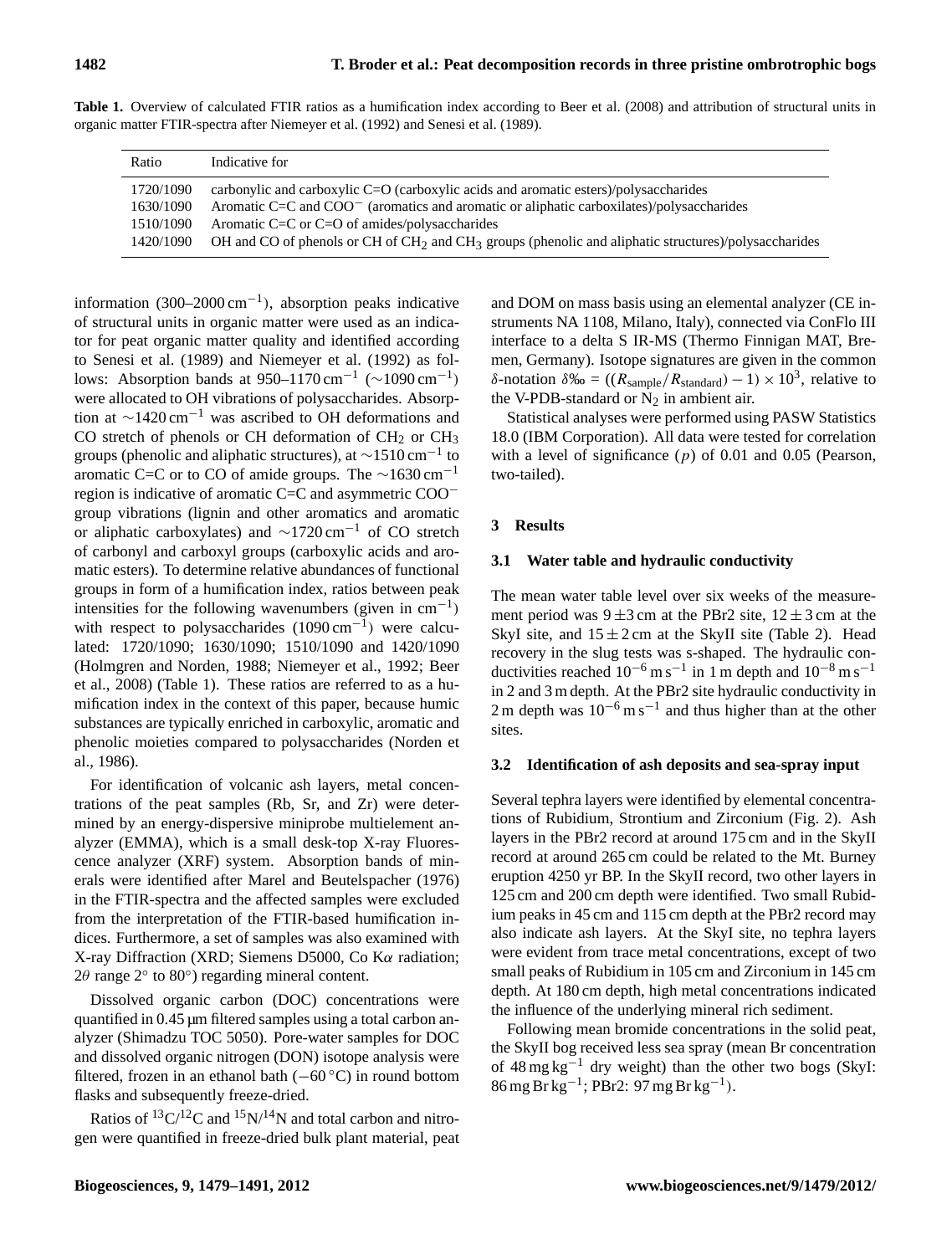**Table 1.** Overview of calculated FTIR ratios as a humification index according to Beer et al. (2008) and attribution of structural units in organic matter FTIR-spectra after Niemeyer et al. (1992) and Senesi et al. (1989).

| Ratio | Indicative for |
|---|---|
| 1720/1090 | carbonylic and carboxylic C=O (carboxylic acids and aromatic esters)/polysaccharides |
| 1630/1090 | Aromatic C=C and $COO^-$ (aromatics and aromatic or aliphatic carboxilates)/polysaccharides |
| 1510/1090 | Aromatic C=C or C=O of amides/polysaccharides |
| 1420/1090 | OH and CO of phenols or CH of $CH_2$ and $CH_3$ groups (phenolic and aliphatic structures)/polysaccharides |

information (300–2000 $cm^{-1}$), absorption peaks indicative of structural units in organic matter were used as an indicator for peat organic matter quality and identified according to Senesi et al. (1989) and Niemeyer et al. (1992) as follows: Absorption bands at 950–1170 $cm^{-1}$ (∼1090 $cm^{-1}$) were allocated to OH vibrations of polysaccharides. Absorption at ∼1420 $cm^{-1}$ was ascribed to OH deformations and CO stretch of phenols or CH deformation of $CH_2$ or $CH_3$ groups (phenolic and aliphatic structures), at ∼1510 $cm^{-1}$ to aromatic C=C or to CO of amide groups. The ∼1630 $cm^{-1}$ region is indicative of aromatic C=C and asymmetric $COO^-$ group vibrations (lignin and other aromatics and aromatic or aliphatic carboxylates) and ∼1720 $cm^{-1}$ of CO stretch of carbonyl and carboxyl groups (carboxylic acids and aromatic esters). To determine relative abundances of functional groups in form of a humification index, ratios between peak intensities for the following wavenumbers (given in $cm^{-1}$) with respect to polysaccharides (1090 $cm^{-1}$) were calculated: 1720/1090; 1630/1090; 1510/1090 and 1420/1090 (Holmgren and Norden, 1988; Niemeyer et al., 1992; Beer et al., 2008) (Table 1). These ratios are referred to as a humification index in the context of this paper, because humic substances are typically enriched in carboxylic, aromatic and phenolic moieties compared to polysaccharides (Norden et al., 1986).

For identification of volcanic ash layers, metal concentrations of the peat samples (Rb, Sr, and Zr) were determined by an energy-dispersive miniprobe multielement analyzer (EMMA), which is a small desk-top X-ray Fluorescence analyzer (XRF) system. Absorption bands of minerals were identified after Marel and Beutelspacher (1976) in the FTIR-spectra and the affected samples were excluded from the interpretation of the FTIR-based humification indices. Furthermore, a set of samples was also examined with X-ray Diffraction (XRD; Siemens D5000, Co K$\alpha$ radiation; $2\theta$ range 2° to 80°) regarding mineral content.

Dissolved organic carbon (DOC) concentrations were quantified in 0.45 µm filtered samples using a total carbon analyzer (Shimadzu TOC 5050). Pore-water samples for DOC and dissolved organic nitrogen (DON) isotope analysis were filtered, frozen in an ethanol bath (−60 °C) in round bottom flasks and subsequently freeze-dried.

Ratios of $^{13}C/^{12}C$ and $^{15}N/^{14}N$ and total carbon and nitrogen were quantified in freeze-dried bulk plant material, peat and DOM on mass basis using an elemental analyzer (CE instruments NA 1108, Milano, Italy), connected via ConFlo III interface to a delta S IR-MS (Thermo Finnigan MAT, Bremen, Germany). Isotope signatures are given in the common $\delta$-notation $\delta‰ = ((R_{sample}/R_{standard}) - 1) \times 10^3$, relative to the V-PDB-standard or $N_2$ in ambient air.

Statistical analyses were performed using PASW Statistics 18.0 (IBM Corporation). All data were tested for correlation with a level of significance ($p$) of 0.01 and 0.05 (Pearson, two-tailed).

## 3 Results

### 3.1 Water table and hydraulic conductivity

The mean water table level over six weeks of the measurement period was 9 ± 3 cm at the PBr2 site, 12 ± 3 cm at the SkyI site, and 15 ± 2 cm at the SkyII site (Table 2). Head recovery in the slug tests was s-shaped. The hydraulic conductivities reached $10^{-6}$ m $s^{-1}$ in 1 m depth and $10^{-8}$ m $s^{-1}$ in 2 and 3 m depth. At the PBr2 site hydraulic conductivity in 2 m depth was $10^{-6}$ m $s^{-1}$ and thus higher than at the other sites.

### 3.2 Identification of ash deposits and sea-spray input

Several tephra layers were identified by elemental concentrations of Rubidium, Strontium and Zirconium (Fig. 2). Ash layers in the PBr2 record at around 175 cm and in the SkyII record at around 265 cm could be related to the Mt. Burney eruption 4250 yr BP. In the SkyII record, two other layers in 125 cm and 200 cm depth were identified. Two small Rubidium peaks in 45 cm and 115 cm depth at the PBr2 record may also indicate ash layers. At the SkyI site, no tephra layers were evident from trace metal concentrations, except of two small peaks of Rubidium in 105 cm and Zirconium in 145 cm depth. At 180 cm depth, high metal concentrations indicated the influence of the underlying mineral rich sediment.

Following mean bromide concentrations in the solid peat, the SkyII bog received less sea spray (mean Br concentration of 48 mg $kg^{-1}$ dry weight) than the other two bogs (SkyI: 86 mg Br $kg^{-1}$; PBr2: 97 mg Br $kg^{-1}$).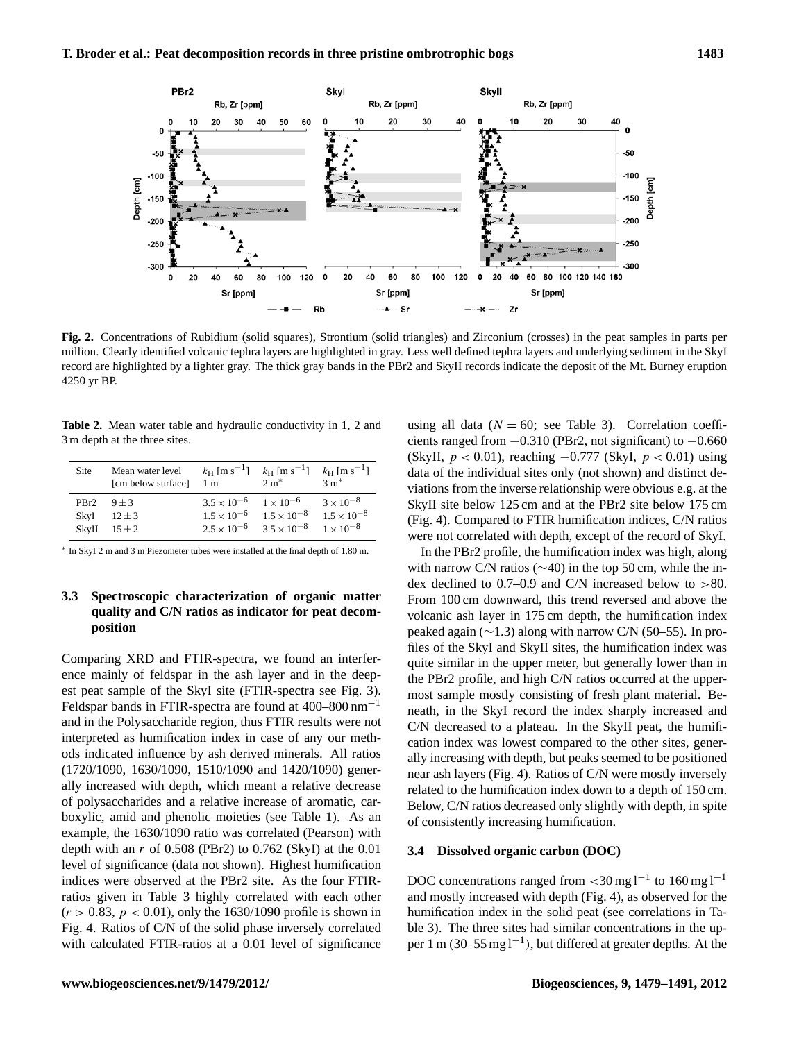**Fig. 2.** Concentrations of Rubidium (solid squares), Strontium (solid triangles) and Zirconium (crosses) in the peat samples in parts per million. Clearly identified volcanic tephra layers are highlighted in gray. Less well defined tephra layers and underlying sediment in the SkyI record are highlighted by a lighter gray. The thick gray bands in the PBr2 and SkyII records indicate the deposit of the Mt. Burney eruption 4250 yr BP.

**Table 2.** Mean water table and hydraulic conductivity in 1, 2 and 3 m depth at the three sites.

| Site | Mean water level [cm below surface] | $k_H$ [m s$^{-1}$] 1 m | $k_H$ [m s$^{-1}$] 2 m* | $k_H$ [m s$^{-1}$] 3 m* |
|---|---|---|---|---|
| PBr2 | $9 \pm 3$ | $3.5 \times 10^{-6}$ | $1 \times 10^{-6}$ | $3 \times 10^{-8}$ |
| SkyI | $12 \pm 3$ | $1.5 \times 10^{-6}$ | $1.5 \times 10^{-8}$ | $1.5 \times 10^{-8}$ |
| SkyII | $15 \pm 2$ | $2.5 \times 10^{-6}$ | $3.5 \times 10^{-8}$ | $1 \times 10^{-8}$ |

* In SkyI 2 m and 3 m Piezometer tubes were installed at the final depth of 1.80 m.

### 3.3 Spectroscopic characterization of organic matter quality and C/N ratios as indicator for peat decomposition

Comparing XRD and FTIR-spectra, we found an interference mainly of feldspar in the ash layer and in the deepest peat sample of the SkyI site (FTIR-spectra see Fig. 3). Feldspar bands in FTIR-spectra are found at 400–800 nm$^{-1}$ and in the Polysaccharide region, thus FTIR results were not interpreted as humification index in case of any our methods indicated influence by ash derived minerals. All ratios (1720/1090, 1630/1090, 1510/1090 and 1420/1090) generally increased with depth, which meant a relative decrease of polysaccharides and a relative increase of aromatic, carboxylic, amid and phenolic moieties (see Table 1). As an example, the 1630/1090 ratio was correlated (Pearson) with depth with an $r$ of 0.508 (PBr2) to 0.762 (SkyI) at the 0.01 level of significance (data not shown). Highest humification indices were observed at the PBr2 site. As the four FTIR-ratios given in Table 3 highly correlated with each other ($r > 0.83$, $p < 0.01$), only the 1630/1090 profile is shown in Fig. 4. Ratios of C/N of the solid phase inversely correlated with calculated FTIR-ratios at a 0.01 level of significance using all data ($N = 60$; see Table 3). Correlation coefficients ranged from −0.310 (PBr2, not significant) to −0.660 (SkyII, $p < 0.01$), reaching −0.777 (SkyI, $p < 0.01$) using data of the individual sites only (not shown) and distinct deviations from the inverse relationship were obvious e.g. at the SkyII site below 125 cm and at the PBr2 site below 175 cm (Fig. 4). Compared to FTIR humification indices, C/N ratios were not correlated with depth, except of the record of SkyI.

In the PBr2 profile, the humification index was high, along with narrow C/N ratios (∼40) in the top 50 cm, while the index declined to 0.7–0.9 and C/N increased below to >80. From 100 cm downward, this trend reversed and above the volcanic ash layer in 175 cm depth, the humification index peaked again (∼1.3) along with narrow C/N (50–55). In profiles of the SkyI and SkyII sites, the humification index was quite similar in the upper meter, but generally lower than in the PBr2 profile, and high C/N ratios occurred at the uppermost sample mostly consisting of fresh plant material. Beneath, in the SkyI record the index sharply increased and C/N decreased to a plateau. In the SkyII peat, the humification index was lowest compared to the other sites, generally increasing with depth, but peaks seemed to be positioned near ash layers (Fig. 4). Ratios of C/N were mostly inversely related to the humification index down to a depth of 150 cm. Below, C/N ratios decreased only slightly with depth, in spite of consistently increasing humification.

### 3.4 Dissolved organic carbon (DOC)

DOC concentrations ranged from <30 mg l$^{-1}$ to 160 mg l$^{-1}$ and mostly increased with depth (Fig. 4), as observed for the humification index in the solid peat (see correlations in Table 3). The three sites had similar concentrations in the upper 1 m (30–55 mg l$^{-1}$), but differed at greater depths. At the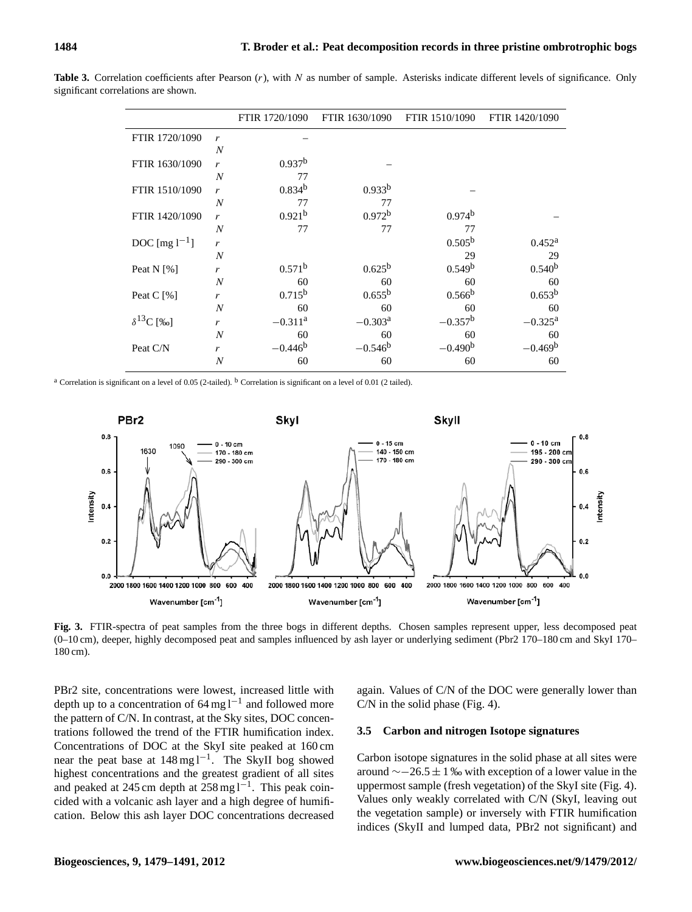**Table 3.** Correlation coefficients after Pearson ($r$), with $N$ as number of sample. Asterisks indicate different levels of significance. Only significant correlations are shown.

| | | FTIR 1720/1090 | FTIR 1630/1090 | FTIR 1510/1090 | FTIR 1420/1090 |
|---|---|---|---|---|---|
| FTIR 1720/1090 | $r$ | – | | | |
| | $N$ | | | | |
| FTIR 1630/1090 | $r$ | $0.937^b$ | – | | |
| | $N$ | 77 | | | |
| FTIR 1510/1090 | $r$ | $0.834^b$ | $0.933^b$ | – | |
| | $N$ | 77 | 77 | | |
| FTIR 1420/1090 | $r$ | $0.921^b$ | $0.972^b$ | $0.974^b$ | – |
| | $N$ | 77 | 77 | 77 | |
| DOC [mg $l^{-1}$] | $r$ | | | $0.505^b$ | $0.452^a$ |
| | $N$ | | | 29 | 29 |
| Peat N [%] | $r$ | $0.571^b$ | $0.625^b$ | $0.549^b$ | $0.540^b$ |
| | $N$ | 60 | 60 | 60 | 60 |
| Peat C [%] | $r$ | $0.715^b$ | $0.655^b$ | $0.566^b$ | $0.653^b$ |
| | $N$ | 60 | 60 | 60 | 60 |
| $\delta^{13}$C [‰] | $r$ | $-0.311^a$ | $-0.303^a$ | $-0.357^b$ | $-0.325^a$ |
| | $N$ | 60 | 60 | 60 | 60 |
| Peat C/N | $r$ | $-0.446^b$ | $-0.546^b$ | $-0.490^b$ | $-0.469^b$ |
| | $N$ | 60 | 60 | 60 | 60 |

[a] Correlation is significant on a level of 0.05 (2-tailed). [b] Correlation is significant on a level of 0.01 (2 tailed).

**Fig. 3.** FTIR-spectra of peat samples from the three bogs in different depths. Chosen samples represent upper, less decomposed peat (0–10 cm), deeper, highly decomposed peat and samples influenced by ash layer or underlying sediment (Pbr2 170–180 cm and SkyI 170–180 cm).

PBr2 site, concentrations were lowest, increased little with depth up to a concentration of 64 mg $l^{-1}$ and followed more the pattern of C/N. In contrast, at the Sky sites, DOC concentrations followed the trend of the FTIR humification index. Concentrations of DOC at the SkyI site peaked at 160 cm near the peat base at 148 mg $l^{-1}$. The SkyII bog showed highest concentrations and the greatest gradient of all sites and peaked at 245 cm depth at 258 mg $l^{-1}$. This peak coincided with a volcanic ash layer and a high degree of humification. Below this ash layer DOC concentrations decreased again. Values of C/N of the DOC were generally lower than C/N in the solid phase (Fig. 4).

### 3.5 Carbon and nitrogen Isotope signatures

Carbon isotope signatures in the solid phase at all sites were around $\sim -26.5 \pm 1$ ‰ with exception of a lower value in the uppermost sample (fresh vegetation) of the SkyI site (Fig. 4). Values only weakly correlated with C/N (SkyI, leaving out the vegetation sample) or inversely with FTIR humification indices (SkyII and lumped data, PBr2 not significant) and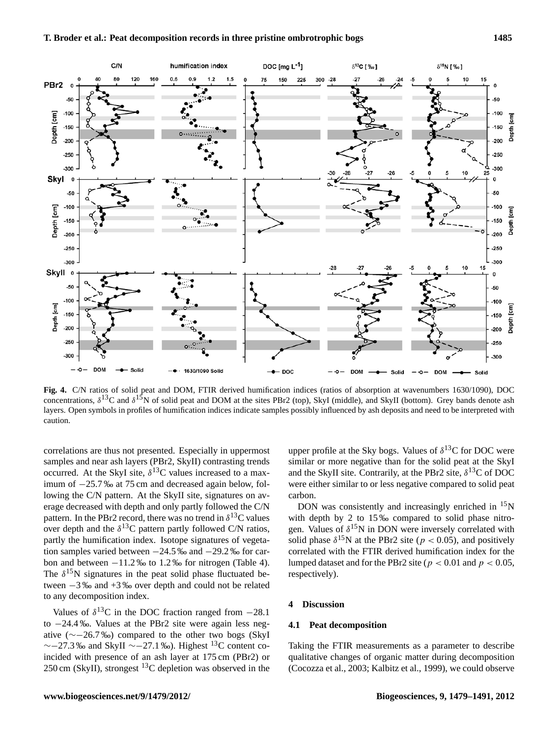**Fig. 4.** C/N ratios of solid peat and DOM, FTIR derived humification indices (ratios of absorption at wavenumbers 1630/1090), DOC concentrations, $\delta^{13}$C and $\delta^{15}$N of solid peat and DOM at the sites PBr2 (top), SkyI (middle), and SkyII (bottom). Grey bands denote ash layers. Open symbols in profiles of humification indices indicate samples possibly influenced by ash deposits and need to be interpreted with caution.

correlations are thus not presented. Especially in uppermost samples and near ash layers (PBr2, SkyII) contrasting trends occurred. At the SkyI site, $\delta^{13}$C values increased to a maximum of −25.7 ‰ at 75 cm and decreased again below, following the C/N pattern. At the SkyII site, signatures on average decreased with depth and only partly followed the C/N pattern. In the PBr2 record, there was no trend in $\delta^{13}$C values over depth and the $\delta^{13}$C pattern partly followed C/N ratios, partly the humification index. Isotope signatures of vegetation samples varied between −24.5 ‰ and −29.2 ‰ for carbon and between −11.2 ‰ to 1.2 ‰ for nitrogen (Table 4). The $\delta^{15}$N signatures in the peat solid phase fluctuated between −3 ‰ and +3 ‰ over depth and could not be related to any decomposition index.

Values of $\delta^{13}$C in the DOC fraction ranged from −28.1 to −24.4 ‰. Values at the PBr2 site were again less negative (∼−26.7 ‰) compared to the other two bogs (SkyI ∼−27.3 ‰ and SkyII ∼−27.1 ‰). Highest $^{13}$C content coincided with presence of an ash layer at 175 cm (PBr2) or 250 cm (SkyII), strongest $^{13}$C depletion was observed in the upper profile at the Sky bogs. Values of $\delta^{13}$C for DOC were similar or more negative than for the solid peat at the SkyI and the SkyII site. Contrarily, at the PBr2 site, $\delta^{13}$C of DOC were either similar to or less negative compared to solid peat carbon.

DON was consistently and increasingly enriched in $^{15}$N with depth by 2 to 15 ‰ compared to solid phase nitrogen. Values of $\delta^{15}$N in DON were inversely correlated with solid phase $\delta^{15}$N at the PBr2 site ($p < 0.05$), and positively correlated with the FTIR derived humification index for the lumped dataset and for the PBr2 site ($p < 0.01$ and $p < 0.05$, respectively).

## 4 Discussion

### 4.1 Peat decomposition

Taking the FTIR measurements as a parameter to describe qualitative changes of organic matter during decomposition (Cocozza et al., 2003; Kalbitz et al., 1999), we could observe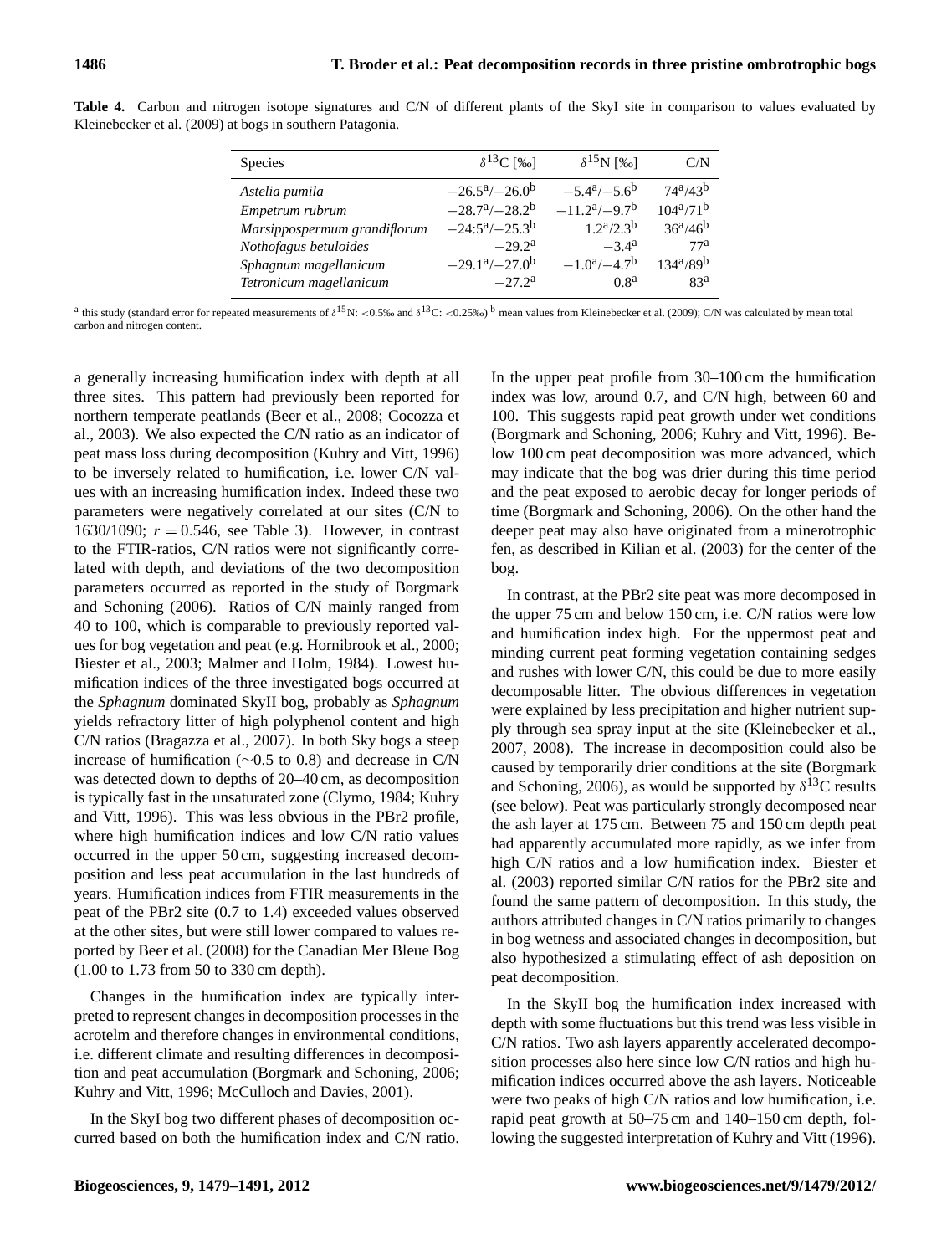**Table 4.** Carbon and nitrogen isotope signatures and C/N of different plants of the SkyI site in comparison to values evaluated by Kleinebecker et al. (2009) at bogs in southern Patagonia.

| Species | $\delta^{13}$C [‰] | $\delta^{15}$N [‰] | C/N |
|---|---|---|---|
| *Astelia pumila* | $-26.5^{a}/-26.0^{b}$ | $-5.4^{a}/-5.6^{b}$ | $74^{a}/43^{b}$ |
| *Empetrum rubrum* | $-28.7^{a}/-28.2^{b}$ | $-11.2^{a}/-9.7^{b}$ | $104^{a}/71^{b}$ |
| *Marsippospermum grandiflorum* | $-24{:}5^{a}/-25.3^{b}$ | $1.2^{a}/2.3^{b}$ | $36^{a}/46^{b}$ |
| *Nothofagus betuloides* | $-29.2^{a}$ | $-3.4^{a}$ | $77^{a}$ |
| *Sphagnum magellanicum* | $-29.1^{a}/-27.0^{b}$ | $-1.0^{a}/-4.7^{b}$ | $134^{a}/89^{b}$ |
| *Tetronicum magellanicum* | $-27.2^{a}$ | $0.8^{a}$ | $83^{a}$ |

[a] this study (standard error for repeated measurements of $\delta^{15}$N: <0.5‰ and $\delta^{13}$C: <0.25‰) [b] mean values from Kleinebecker et al. (2009); C/N was calculated by mean total carbon and nitrogen content.

a generally increasing humification index with depth at all three sites. This pattern had previously been reported for northern temperate peatlands (Beer et al., 2008; Cocozza et al., 2003). We also expected the C/N ratio as an indicator of peat mass loss during decomposition (Kuhry and Vitt, 1996) to be inversely related to humification, i.e. lower C/N values with an increasing humification index. Indeed these two parameters were negatively correlated at our sites (C/N to 1630/1090; $r = 0.546$, see Table 3). However, in contrast to the FTIR-ratios, C/N ratios were not significantly correlated with depth, and deviations of the two decomposition parameters occurred as reported in the study of Borgmark and Schoning (2006). Ratios of C/N mainly ranged from 40 to 100, which is comparable to previously reported values for bog vegetation and peat (e.g. Hornibrook et al., 2000; Biester et al., 2003; Malmer and Holm, 1984). Lowest humification indices of the three investigated bogs occurred at the *Sphagnum* dominated SkyII bog, probably as *Sphagnum* yields refractory litter of high polyphenol content and high C/N ratios (Bragazza et al., 2007). In both Sky bogs a steep increase of humification (~0.5 to 0.8) and decrease in C/N was detected down to depths of 20–40 cm, as decomposition is typically fast in the unsaturated zone (Clymo, 1984; Kuhry and Vitt, 1996). This was less obvious in the PBr2 profile, where high humification indices and low C/N ratio values occurred in the upper 50 cm, suggesting increased decomposition and less peat accumulation in the last hundreds of years. Humification indices from FTIR measurements in the peat of the PBr2 site (0.7 to 1.4) exceeded values observed at the other sites, but were still lower compared to values reported by Beer et al. (2008) for the Canadian Mer Bleue Bog (1.00 to 1.73 from 50 to 330 cm depth).

Changes in the humification index are typically interpreted to represent changes in decomposition processes in the acrotelm and therefore changes in environmental conditions, i.e. different climate and resulting differences in decomposition and peat accumulation (Borgmark and Schoning, 2006; Kuhry and Vitt, 1996; McCulloch and Davies, 2001).

In the SkyI bog two different phases of decomposition occurred based on both the humification index and C/N ratio. In the upper peat profile from 30–100 cm the humification index was low, around 0.7, and C/N high, between 60 and 100. This suggests rapid peat growth under wet conditions (Borgmark and Schoning, 2006; Kuhry and Vitt, 1996). Below 100 cm peat decomposition was more advanced, which may indicate that the bog was drier during this time period and the peat exposed to aerobic decay for longer periods of time (Borgmark and Schoning, 2006). On the other hand the deeper peat may also have originated from a minerotrophic fen, as described in Kilian et al. (2003) for the center of the bog.

In contrast, at the PBr2 site peat was more decomposed in the upper 75 cm and below 150 cm, i.e. C/N ratios were low and humification index high. For the uppermost peat and minding current peat forming vegetation containing sedges and rushes with lower C/N, this could be due to more easily decomposable litter. The obvious differences in vegetation were explained by less precipitation and higher nutrient supply through sea spray input at the site (Kleinebecker et al., 2007, 2008). The increase in decomposition could also be caused by temporarily drier conditions at the site (Borgmark and Schoning, 2006), as would be supported by $\delta^{13}$C results (see below). Peat was particularly strongly decomposed near the ash layer at 175 cm. Between 75 and 150 cm depth peat had apparently accumulated more rapidly, as we infer from high C/N ratios and a low humification index. Biester et al. (2003) reported similar C/N ratios for the PBr2 site and found the same pattern of decomposition. In this study, the authors attributed changes in C/N ratios primarily to changes in bog wetness and associated changes in decomposition, but also hypothesized a stimulating effect of ash deposition on peat decomposition.

In the SkyII bog the humification index increased with depth with some fluctuations but this trend was less visible in C/N ratios. Two ash layers apparently accelerated decomposition processes also here since low C/N ratios and high humification indices occurred above the ash layers. Noticeable were two peaks of high C/N ratios and low humification, i.e. rapid peat growth at 50–75 cm and 140–150 cm depth, following the suggested interpretation of Kuhry and Vitt (1996).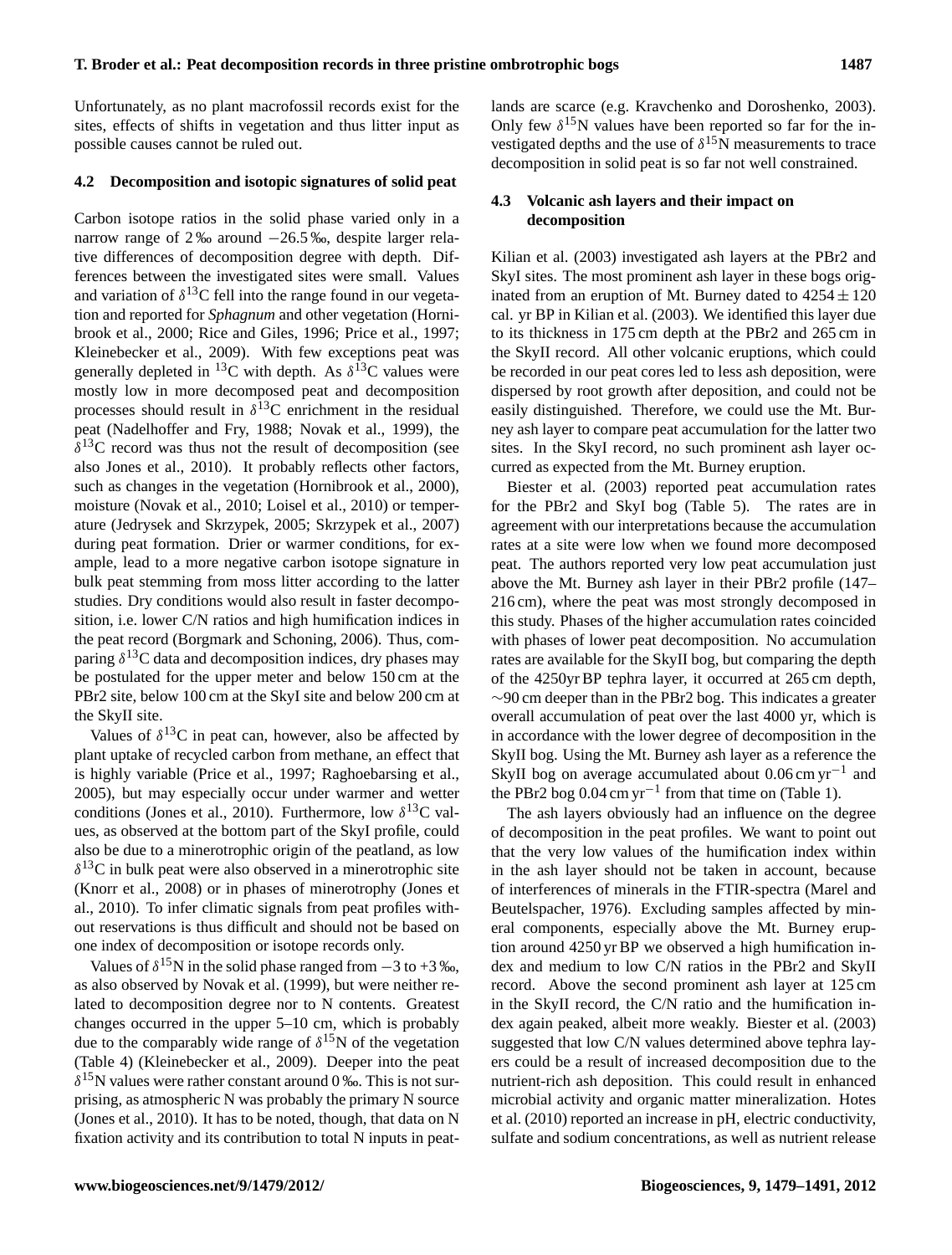Unfortunately, as no plant macrofossil records exist for the sites, effects of shifts in vegetation and thus litter input as possible causes cannot be ruled out.

### 4.2 Decomposition and isotopic signatures of solid peat

Carbon isotope ratios in the solid phase varied only in a narrow range of 2 ‰ around −26.5 ‰, despite larger relative differences of decomposition degree with depth. Differences between the investigated sites were small. Values and variation of $\delta^{13}C$ fell into the range found in our vegetation and reported for *Sphagnum* and other vegetation (Hornibrook et al., 2000; Rice and Giles, 1996; Price et al., 1997; Kleinebecker et al., 2009). With few exceptions peat was generally depleted in $^{13}C$ with depth. As $\delta^{13}C$ values were mostly low in more decomposed peat and decomposition processes should result in $\delta^{13}C$ enrichment in the residual peat (Nadelhoffer and Fry, 1988; Novak et al., 1999), the $\delta^{13}C$ record was thus not the result of decomposition (see also Jones et al., 2010). It probably reflects other factors, such as changes in the vegetation (Hornibrook et al., 2000), moisture (Novak et al., 2010; Loisel et al., 2010) or temperature (Jedrysek and Skrzypek, 2005; Skrzypek et al., 2007) during peat formation. Drier or warmer conditions, for example, lead to a more negative carbon isotope signature in bulk peat stemming from moss litter according to the latter studies. Dry conditions would also result in faster decomposition, i.e. lower C/N ratios and high humification indices in the peat record (Borgmark and Schoning, 2006). Thus, comparing $\delta^{13}C$ data and decomposition indices, dry phases may be postulated for the upper meter and below 150 cm at the PBr2 site, below 100 cm at the SkyI site and below 200 cm at the SkyII site.

Values of $\delta^{13}C$ in peat can, however, also be affected by plant uptake of recycled carbon from methane, an effect that is highly variable (Price et al., 1997; Raghoebarsing et al., 2005), but may especially occur under warmer and wetter conditions (Jones et al., 2010). Furthermore, low $\delta^{13}C$ values, as observed at the bottom part of the SkyI profile, could also be due to a minerotrophic origin of the peatland, as low $\delta^{13}C$ in bulk peat were also observed in a minerotrophic site (Knorr et al., 2008) or in phases of minerotrophy (Jones et al., 2010). To infer climatic signals from peat profiles without reservations is thus difficult and should not be based on one index of decomposition or isotope records only.

Values of $\delta^{15}N$ in the solid phase ranged from −3 to +3 ‰, as also observed by Novak et al. (1999), but were neither related to decomposition degree nor to N contents. Greatest changes occurred in the upper 5–10 cm, which is probably due to the comparably wide range of $\delta^{15}N$ of the vegetation (Table 4) (Kleinebecker et al., 2009). Deeper into the peat $\delta^{15}N$ values were rather constant around 0 ‰. This is not surprising, as atmospheric N was probably the primary N source (Jones et al., 2010). It has to be noted, though, that data on N fixation activity and its contribution to total N inputs in peatlands are scarce (e.g. Kravchenko and Doroshenko, 2003). Only few $\delta^{15}N$ values have been reported so far for the investigated depths and the use of $\delta^{15}N$ measurements to trace decomposition in solid peat is so far not well constrained.

### 4.3 Volcanic ash layers and their impact on decomposition

Kilian et al. (2003) investigated ash layers at the PBr2 and SkyI sites. The most prominent ash layer in these bogs originated from an eruption of Mt. Burney dated to $4254 \pm 120$ cal. yr BP in Kilian et al. (2003). We identified this layer due to its thickness in 175 cm depth at the PBr2 and 265 cm in the SkyII record. All other volcanic eruptions, which could be recorded in our peat cores led to less ash deposition, were dispersed by root growth after deposition, and could not be easily distinguished. Therefore, we could use the Mt. Burney ash layer to compare peat accumulation for the latter two sites. In the SkyI record, no such prominent ash layer occurred as expected from the Mt. Burney eruption.

Biester et al. (2003) reported peat accumulation rates for the PBr2 and SkyI bog (Table 5). The rates are in agreement with our interpretations because the accumulation rates at a site were low when we found more decomposed peat. The authors reported very low peat accumulation just above the Mt. Burney ash layer in their PBr2 profile (147–216 cm), where the peat was most strongly decomposed in this study. Phases of the higher accumulation rates coincided with phases of lower peat decomposition. No accumulation rates are available for the SkyII bog, but comparing the depth of the 4250 yr BP tephra layer, it occurred at 265 cm depth, ∼90 cm deeper than in the PBr2 bog. This indicates a greater overall accumulation of peat over the last 4000 yr, which is in accordance with the lower degree of decomposition in the SkyII bog. Using the Mt. Burney ash layer as a reference the SkyII bog on average accumulated about 0.06 cm $yr^{-1}$ and the PBr2 bog 0.04 cm $yr^{-1}$ from that time on (Table 1).

The ash layers obviously had an influence on the degree of decomposition in the peat profiles. We want to point out that the very low values of the humification index within in the ash layer should not be taken in account, because of interferences of minerals in the FTIR-spectra (Marel and Beutelspacher, 1976). Excluding samples affected by mineral components, especially above the Mt. Burney eruption around 4250 yr BP we observed a high humification index and medium to low C/N ratios in the PBr2 and SkyII record. Above the second prominent ash layer at 125 cm in the SkyII record, the C/N ratio and the humification index again peaked, albeit more weakly. Biester et al. (2003) suggested that low C/N values determined above tephra layers could be a result of increased decomposition due to the nutrient-rich ash deposition. This could result in enhanced microbial activity and organic matter mineralization. Hotes et al. (2010) reported an increase in pH, electric conductivity, sulfate and sodium concentrations, as well as nutrient release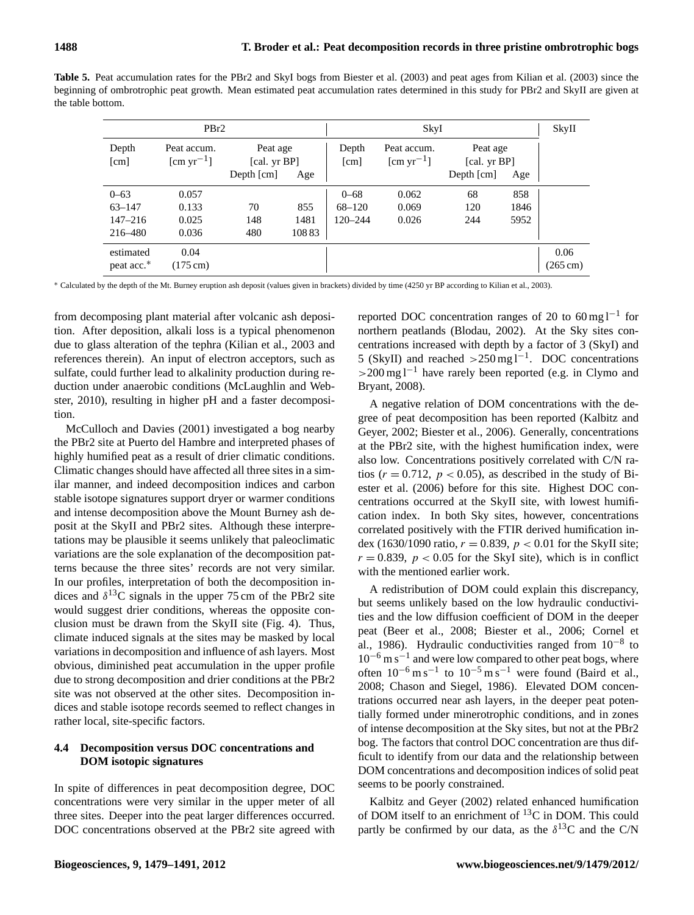**Table 5.** Peat accumulation rates for the PBr2 and SkyI bogs from Biester et al. (2003) and peat ages from Kilian et al. (2003) since the beginning of ombrotrophic peat growth. Mean estimated peat accumulation rates determined in this study for PBr2 and SkyII are given at the table bottom.

| PBr2 | | | | SkyI | | | | SkyII |
|---|---|---|---|---|---|---|---|---|
| Depth [cm] | Peat accum. [cm $yr^{-1}$] | Peat age [cal. yr BP] | | Depth [cm] | Peat accum. [cm $yr^{-1}$] | Peat age [cal. yr BP] | | |
| | | Depth [cm] | Age | | | Depth [cm] | Age | |
| 0–63 | 0.057 | | | 0–68 | 0.062 | 68 | 858 | |
| 63–147 | 0.133 | 70 | 855 | 68–120 | 0.069 | 120 | 1846 | |
| 147–216 | 0.025 | 148 | 1481 | 120–244 | 0.026 | 244 | 5952 | |
| 216–480 | 0.036 | 480 | 10883 | | | | | |
| estimated peat acc.* | 0.04 (175 cm) | | | | | | | 0.06 (265 cm) |

* Calculated by the depth of the Mt. Burney eruption ash deposit (values given in brackets) divided by time (4250 yr BP according to Kilian et al., 2003).

from decomposing plant material after volcanic ash deposition. After deposition, alkali loss is a typical phenomenon due to glass alteration of the tephra (Kilian et al., 2003 and references therein). An input of electron acceptors, such as sulfate, could further lead to alkalinity production during reduction under anaerobic conditions (McLaughlin and Webster, 2010), resulting in higher pH and a faster decomposition.

McCulloch and Davies (2001) investigated a bog nearby the PBr2 site at Puerto del Hambre and interpreted phases of highly humified peat as a result of drier climatic conditions. Climatic changes should have affected all three sites in a similar manner, and indeed decomposition indices and carbon stable isotope signatures support dryer or warmer conditions and intense decomposition above the Mount Burney ash deposit at the SkyII and PBr2 sites. Although these interpretations may be plausible it seems unlikely that paleoclimatic variations are the sole explanation of the decomposition patterns because the three sites' records are not very similar. In our profiles, interpretation of both the decomposition indices and $\delta^{13}C$ signals in the upper 75 cm of the PBr2 site would suggest drier conditions, whereas the opposite conclusion must be drawn from the SkyII site (Fig. 4). Thus, climate induced signals at the sites may be masked by local variations in decomposition and influence of ash layers. Most obvious, diminished peat accumulation in the upper profile due to strong decomposition and drier conditions at the PBr2 site was not observed at the other sites. Decomposition indices and stable isotope records seemed to reflect changes in rather local, site-specific factors.

### 4.4 Decomposition versus DOC concentrations and DOM isotopic signatures

In spite of differences in peat decomposition degree, DOC concentrations were very similar in the upper meter of all three sites. Deeper into the peat larger differences occurred. DOC concentrations observed at the PBr2 site agreed with reported DOC concentration ranges of 20 to 60 mg $l^{-1}$ for northern peatlands (Blodau, 2002). At the Sky sites concentrations increased with depth by a factor of 3 (SkyI) and 5 (SkyII) and reached >250 mg $l^{-1}$. DOC concentrations >200 mg $l^{-1}$ have rarely been reported (e.g. in Clymo and Bryant, 2008).

A negative relation of DOM concentrations with the degree of peat decomposition has been reported (Kalbitz and Geyer, 2002; Biester et al., 2006). Generally, concentrations at the PBr2 site, with the highest humification index, were also low. Concentrations positively correlated with C/N ratios ($r = 0.712$, $p < 0.05$), as described in the study of Biester et al. (2006) before for this site. Highest DOC concentrations occurred at the SkyII site, with lowest humification index. In both Sky sites, however, concentrations correlated positively with the FTIR derived humification index (1630/1090 ratio, $r = 0.839$, $p < 0.01$ for the SkyII site; $r = 0.839$, $p < 0.05$ for the SkyI site), which is in conflict with the mentioned earlier work.

A redistribution of DOM could explain this discrepancy, but seems unlikely based on the low hydraulic conductivities and the low diffusion coefficient of DOM in the deeper peat (Beer et al., 2008; Biester et al., 2006; Cornel et al., 1986). Hydraulic conductivities ranged from $10^{-8}$ to $10^{-6}$ m $s^{-1}$ and were low compared to other peat bogs, where often $10^{-6}$ m $s^{-1}$ to $10^{-5}$ m $s^{-1}$ were found (Baird et al., 2008; Chason and Siegel, 1986). Elevated DOM concentrations occurred near ash layers, in the deeper peat potentially formed under minerotrophic conditions, and in zones of intense decomposition at the Sky sites, but not at the PBr2 bog. The factors that control DOC concentration are thus difficult to identify from our data and the relationship between DOM concentrations and decomposition indices of solid peat seems to be poorly constrained.

Kalbitz and Geyer (2002) related enhanced humification of DOM itself to an enrichment of $^{13}C$ in DOM. This could partly be confirmed by our data, as the $\delta^{13}C$ and the C/N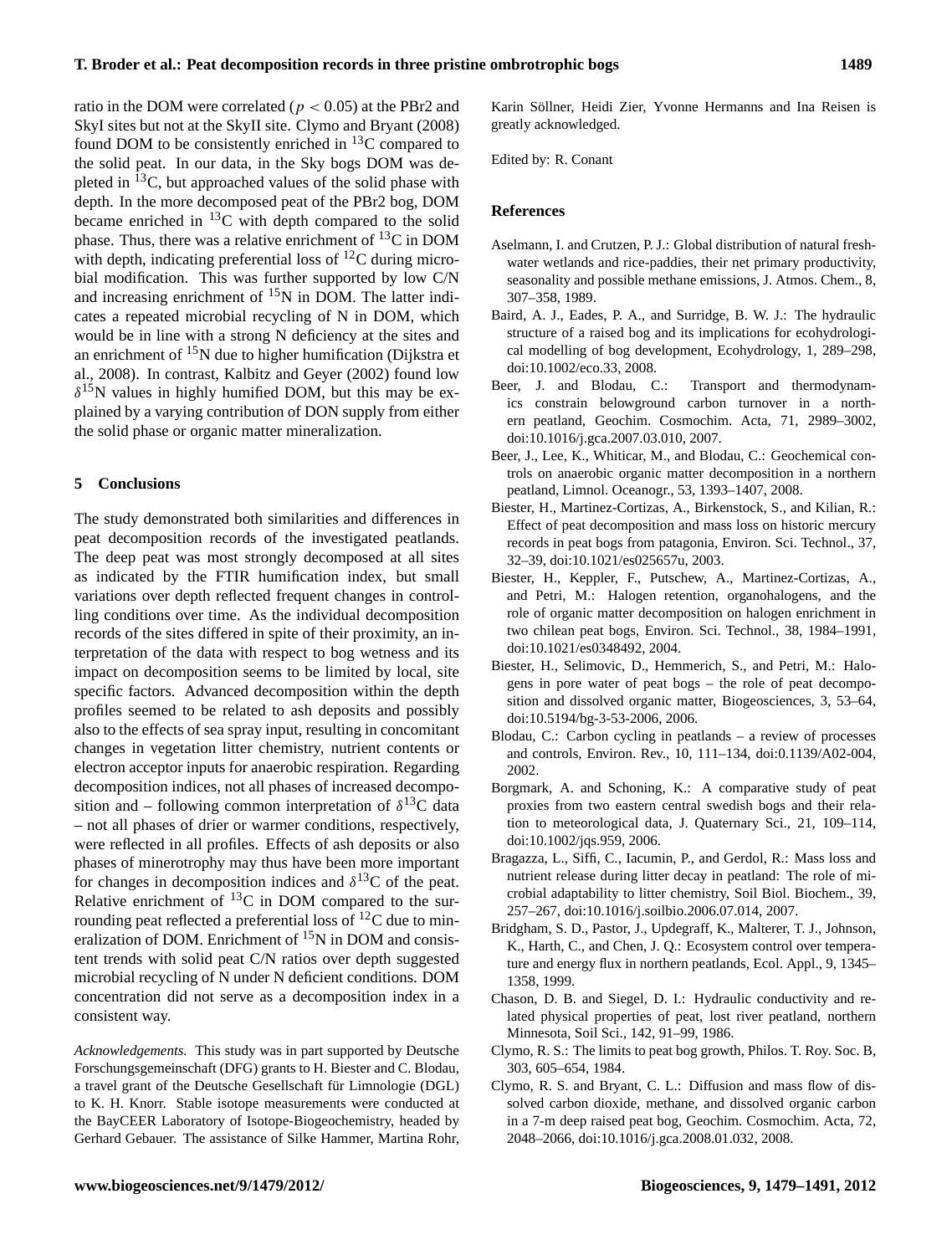ratio in the DOM were correlated ($p < 0.05$) at the PBr2 and SkyI sites but not at the SkyII site. Clymo and Bryant (2008) found DOM to be consistently enriched in $^{13}C$ compared to the solid peat. In our data, in the Sky bogs DOM was depleted in $^{13}C$, but approached values of the solid phase with depth. In the more decomposed peat of the PBr2 bog, DOM became enriched in $^{13}C$ with depth compared to the solid phase. Thus, there was a relative enrichment of $^{13}C$ in DOM with depth, indicating preferential loss of $^{12}C$ during microbial modification. This was further supported by low C/N and increasing enrichment of $^{15}N$ in DOM. The latter indicates a repeated microbial recycling of N in DOM, which would be in line with a strong N deficiency at the sites and an enrichment of $^{15}N$ due to higher humification (Dijkstra et al., 2008). In contrast, Kalbitz and Geyer (2002) found low $\delta^{15}N$ values in highly humified DOM, but this may be explained by a varying contribution of DON supply from either the solid phase or organic matter mineralization.

## 5 Conclusions

The study demonstrated both similarities and differences in peat decomposition records of the investigated peatlands. The deep peat was most strongly decomposed at all sites as indicated by the FTIR humification index, but small variations over depth reflected frequent changes in controlling conditions over time. As the individual decomposition records of the sites differed in spite of their proximity, an interpretation of the data with respect to bog wetness and its impact on decomposition seems to be limited by local, site specific factors. Advanced decomposition within the depth profiles seemed to be related to ash deposits and possibly also to the effects of sea spray input, resulting in concomitant changes in vegetation litter chemistry, nutrient contents or electron acceptor inputs for anaerobic respiration. Regarding decomposition indices, not all phases of increased decomposition and – following common interpretation of $\delta^{13}C$ data – not all phases of drier or warmer conditions, respectively, were reflected in all profiles. Effects of ash deposits or also phases of minerotrophy may thus have been more important for changes in decomposition indices and $\delta^{13}C$ of the peat. Relative enrichment of $^{13}C$ in DOM compared to the surrounding peat reflected a preferential loss of $^{12}C$ due to mineralization of DOM. Enrichment of $^{15}N$ in DOM and consistent trends with solid peat C/N ratios over depth suggested microbial recycling of N under N deficient conditions. DOM concentration did not serve as a decomposition index in a consistent way.

*Acknowledgements.* This study was in part supported by Deutsche Forschungsgemeinschaft (DFG) grants to H. Biester and C. Blodau, a travel grant of the Deutsche Gesellschaft für Limnologie (DGL) to K. H. Knorr. Stable isotope measurements were conducted at the BayCEER Laboratory of Isotope-Biogeochemistry, headed by Gerhard Gebauer. The assistance of Silke Hammer, Martina Rohr, Karin Söllner, Heidi Zier, Yvonne Hermanns and Ina Reisen is greatly acknowledged.

Edited by: R. Conant

## References

Aselmann, I. and Crutzen, P. J.: Global distribution of natural freshwater wetlands and rice-paddies, their net primary productivity, seasonality and possible methane emissions, J. Atmos. Chem., 8, 307–358, 1989.

Baird, A. J., Eades, P. A., and Surridge, B. W. J.: The hydraulic structure of a raised bog and its implications for ecohydrological modelling of bog development, Ecohydrology, 1, 289–298, doi:10.1002/eco.33, 2008.

Beer, J. and Blodau, C.: Transport and thermodynamics constrain belowground carbon turnover in a northern peatland, Geochim. Cosmochim. Acta, 71, 2989–3002, doi:10.1016/j.gca.2007.03.010, 2007.

Beer, J., Lee, K., Whiticar, M., and Blodau, C.: Geochemical controls on anaerobic organic matter decomposition in a northern peatland, Limnol. Oceanogr., 53, 1393–1407, 2008.

Biester, H., Martinez-Cortizas, A., Birkenstock, S., and Kilian, R.: Effect of peat decomposition and mass loss on historic mercury records in peat bogs from patagonia, Environ. Sci. Technol., 37, 32–39, doi:10.1021/es025657u, 2003.

Biester, H., Keppler, F., Putschew, A., Martinez-Cortizas, A., and Petri, M.: Halogen retention, organohalogens, and the role of organic matter decomposition on halogen enrichment in two chilean peat bogs, Environ. Sci. Technol., 38, 1984–1991, doi:10.1021/es0348492, 2004.

Biester, H., Selimovic, D., Hemmerich, S., and Petri, M.: Halogens in pore water of peat bogs – the role of peat decomposition and dissolved organic matter, Biogeosciences, 3, 53–64, doi:10.5194/bg-3-53-2006, 2006.

Blodau, C.: Carbon cycling in peatlands – a review of processes and controls, Environ. Rev., 10, 111–134, doi:0.1139/A02-004, 2002.

Borgmark, A. and Schoning, K.: A comparative study of peat proxies from two eastern central swedish bogs and their relation to meteorological data, J. Quaternary Sci., 21, 109–114, doi:10.1002/jqs.959, 2006.

Bragazza, L., Siffi, C., Iacumin, P., and Gerdol, R.: Mass loss and nutrient release during litter decay in peatland: The role of microbial adaptability to litter chemistry, Soil Biol. Biochem., 39, 257–267, doi:10.1016/j.soilbio.2006.07.014, 2007.

Bridgham, S. D., Pastor, J., Updegraff, K., Malterer, T. J., Johnson, K., Harth, C., and Chen, J. Q.: Ecosystem control over temperature and energy flux in northern peatlands, Ecol. Appl., 9, 1345–1358, 1999.

Chason, D. B. and Siegel, D. I.: Hydraulic conductivity and related physical properties of peat, lost river peatland, northern Minnesota, Soil Sci., 142, 91–99, 1986.

Clymo, R. S.: The limits to peat bog growth, Philos. T. Roy. Soc. B, 303, 605–654, 1984.

Clymo, R. S. and Bryant, C. L.: Diffusion and mass flow of dissolved carbon dioxide, methane, and dissolved organic carbon in a 7-m deep raised peat bog, Geochim. Cosmochim. Acta, 72, 2048–2066, doi:10.1016/j.gca.2008.01.032, 2008.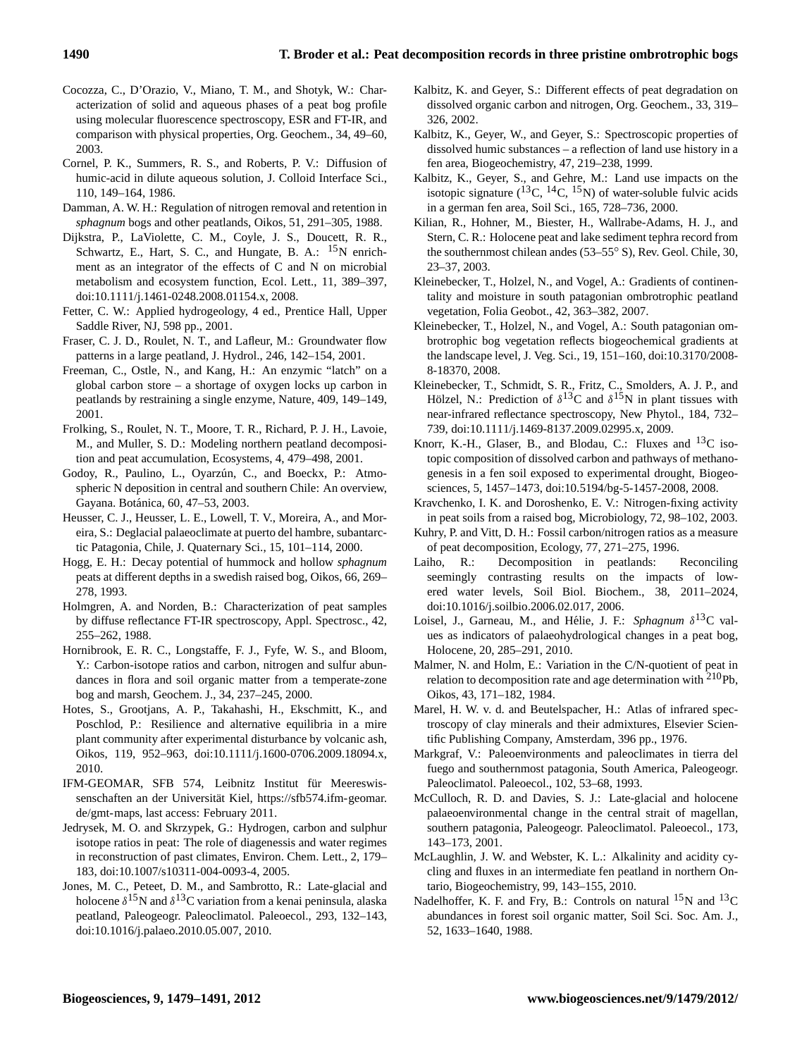Cocozza, C., D'Orazio, V., Miano, T. M., and Shotyk, W.: Characterization of solid and aqueous phases of a peat bog profile using molecular fluorescence spectroscopy, ESR and FT-IR, and comparison with physical properties, Org. Geochem., 34, 49–60, 2003.

Cornel, P. K., Summers, R. S., and Roberts, P. V.: Diffusion of humic-acid in dilute aqueous solution, J. Colloid Interface Sci., 110, 149–164, 1986.

Damman, A. W. H.: Regulation of nitrogen removal and retention in *sphagnum* bogs and other peatlands, Oikos, 51, 291–305, 1988.

Dijkstra, P., LaViolette, C. M., Coyle, J. S., Doucett, R. R., Schwartz, E., Hart, S. C., and Hungate, B. A.: $^{15}$N enrichment as an integrator of the effects of C and N on microbial metabolism and ecosystem function, Ecol. Lett., 11, 389–397, doi:10.1111/j.1461-0248.2008.01154.x, 2008.

Fetter, C. W.: Applied hydrogeology, 4 ed., Prentice Hall, Upper Saddle River, NJ, 598 pp., 2001.

Fraser, C. J. D., Roulet, N. T., and Lafleur, M.: Groundwater flow patterns in a large peatland, J. Hydrol., 246, 142–154, 2001.

Freeman, C., Ostle, N., and Kang, H.: An enzymic "latch" on a global carbon store – a shortage of oxygen locks up carbon in peatlands by restraining a single enzyme, Nature, 409, 149–149, 2001.

Frolking, S., Roulet, N. T., Moore, T. R., Richard, P. J. H., Lavoie, M., and Muller, S. D.: Modeling northern peatland decomposition and peat accumulation, Ecosystems, 4, 479–498, 2001.

Godoy, R., Paulino, L., Oyarzún, C., and Boeckx, P.: Atmospheric N deposition in central and southern Chile: An overview, Gayana. Botánica, 60, 47–53, 2003.

Heusser, C. J., Heusser, L. E., Lowell, T. V., Moreira, A., and Moreira, S.: Deglacial palaeoclimate at puerto del hambre, subantarctic Patagonia, Chile, J. Quaternary Sci., 15, 101–114, 2000.

Hogg, E. H.: Decay potential of hummock and hollow *sphagnum* peats at different depths in a swedish raised bog, Oikos, 66, 269–278, 1993.

Holmgren, A. and Norden, B.: Characterization of peat samples by diffuse reflectance FT-IR spectroscopy, Appl. Spectrosc., 42, 255–262, 1988.

Hornibrook, E. R. C., Longstaffe, F. J., Fyfe, W. S., and Bloom, Y.: Carbon-isotope ratios and carbon, nitrogen and sulfur abundances in flora and soil organic matter from a temperate-zone bog and marsh, Geochem. J., 34, 237–245, 2000.

Hotes, S., Grootjans, A. P., Takahashi, H., Ekschmitt, K., and Poschlod, P.: Resilience and alternative equilibria in a mire plant community after experimental disturbance by volcanic ash, Oikos, 119, 952–963, doi:10.1111/j.1600-0706.2009.18094.x, 2010.

IFM-GEOMAR, SFB 574, Leibnitz Institut für Meereswissenschaften an der Universität Kiel, https://sfb574.ifm-geomar.de/gmt-maps, last access: February 2011.

Jedrysek, M. O. and Skrzypek, G.: Hydrogen, carbon and sulphur isotope ratios in peat: The role of diagenessis and water regimes in reconstruction of past climates, Environ. Chem. Lett., 2, 179–183, doi:10.1007/s10311-004-0093-4, 2005.

Jones, M. C., Peteet, D. M., and Sambrotto, R.: Late-glacial and holocene $\delta^{15}$N and $\delta^{13}$C variation from a kenai peninsula, alaska peatland, Paleogeogr. Paleoclimatol. Paleoecol., 293, 132–143, doi:10.1016/j.palaeo.2010.05.007, 2010.

Kalbitz, K. and Geyer, S.: Different effects of peat degradation on dissolved organic carbon and nitrogen, Org. Geochem., 33, 319–326, 2002.

Kalbitz, K., Geyer, W., and Geyer, S.: Spectroscopic properties of dissolved humic substances – a reflection of land use history in a fen area, Biogeochemistry, 47, 219–238, 1999.

Kalbitz, K., Geyer, S., and Gehre, M.: Land use impacts on the isotopic signature ($^{13}$C, $^{14}$C, $^{15}$N) of water-soluble fulvic acids in a german fen area, Soil Sci., 165, 728–736, 2000.

Kilian, R., Hohner, M., Biester, H., Wallrabe-Adams, H. J., and Stern, C. R.: Holocene peat and lake sediment tephra record from the southernmost chilean andes (53–55° S), Rev. Geol. Chile, 30, 23–37, 2003.

Kleinebecker, T., Holzel, N., and Vogel, A.: Gradients of continentality and moisture in south patagonian ombrotrophic peatland vegetation, Folia Geobot., 42, 363–382, 2007.

Kleinebecker, T., Holzel, N., and Vogel, A.: South patagonian ombrotrophic bog vegetation reflects biogeochemical gradients at the landscape level, J. Veg. Sci., 19, 151–160, doi:10.3170/2008-8-18370, 2008.

Kleinebecker, T., Schmidt, S. R., Fritz, C., Smolders, A. J. P., and Hölzel, N.: Prediction of $\delta^{13}$C and $\delta^{15}$N in plant tissues with near-infrared reflectance spectroscopy, New Phytol., 184, 732–739, doi:10.1111/j.1469-8137.2009.02995.x, 2009.

Knorr, K.-H., Glaser, B., and Blodau, C.: Fluxes and $^{13}$C isotopic composition of dissolved carbon and pathways of methanogenesis in a fen soil exposed to experimental drought, Biogeosciences, 5, 1457–1473, doi:10.5194/bg-5-1457-2008, 2008.

Kravchenko, I. K. and Doroshenko, E. V.: Nitrogen-fixing activity in peat soils from a raised bog, Microbiology, 72, 98–102, 2003.

Kuhry, P. and Vitt, D. H.: Fossil carbon/nitrogen ratios as a measure of peat decomposition, Ecology, 77, 271–275, 1996.

Laiho, R.: Decomposition in peatlands: Reconciling seemingly contrasting results on the impacts of lowered water levels, Soil Biol. Biochem., 38, 2011–2024, doi:10.1016/j.soilbio.2006.02.017, 2006.

Loisel, J., Garneau, M., and Hélie, J. F.: *Sphagnum* $\delta^{13}$C values as indicators of palaeohydrological changes in a peat bog, Holocene, 20, 285–291, 2010.

Malmer, N. and Holm, E.: Variation in the C/N-quotient of peat in relation to decomposition rate and age determination with $^{210}$Pb, Oikos, 43, 171–182, 1984.

Marel, H. W. v. d. and Beutelspacher, H.: Atlas of infrared spectroscopy of clay minerals and their admixtures, Elsevier Scientific Publishing Company, Amsterdam, 396 pp., 1976.

Markgraf, V.: Paleoenvironments and paleoclimates in tierra del fuego and southernmost patagonia, South America, Paleogeogr. Paleoclimatol. Paleoecol., 102, 53–68, 1993.

McCulloch, R. D. and Davies, S. J.: Late-glacial and holocene palaeoenvironmental change in the central strait of magellan, southern patagonia, Paleogeogr. Paleoclimatol. Paleoecol., 173, 143–173, 2001.

McLaughlin, J. W. and Webster, K. L.: Alkalinity and acidity cycling and fluxes in an intermediate fen peatland in northern Ontario, Biogeochemistry, 99, 143–155, 2010.

Nadelhoffer, K. F. and Fry, B.: Controls on natural $^{15}$N and $^{13}$C abundances in forest soil organic matter, Soil Sci. Soc. Am. J., 52, 1633–1640, 1988.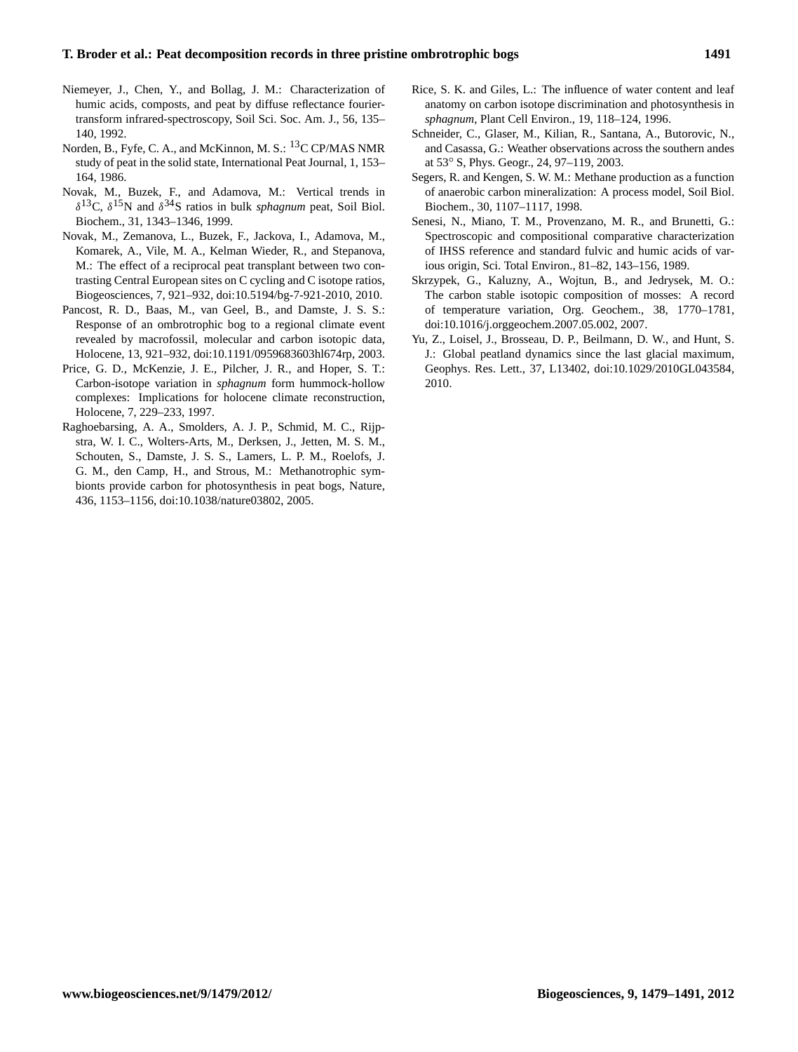Niemeyer, J., Chen, Y., and Bollag, J. M.: Characterization of humic acids, composts, and peat by diffuse reflectance fourier-transform infrared-spectroscopy, Soil Sci. Soc. Am. J., 56, 135–140, 1992.

Norden, B., Fyfe, C. A., and McKinnon, M. S.: $^{13}$C CP/MAS NMR study of peat in the solid state, International Peat Journal, 1, 153–164, 1986.

Novak, M., Buzek, F., and Adamova, M.: Vertical trends in $\delta^{13}$C, $\delta^{15}$N and $\delta^{34}$S ratios in bulk *sphagnum* peat, Soil Biol. Biochem., 31, 1343–1346, 1999.

Novak, M., Zemanova, L., Buzek, F., Jackova, I., Adamova, M., Komarek, A., Vile, M. A., Kelman Wieder, R., and Stepanova, M.: The effect of a reciprocal peat transplant between two contrasting Central European sites on C cycling and C isotope ratios, Biogeosciences, 7, 921–932, doi:10.5194/bg-7-921-2010, 2010.

Pancost, R. D., Baas, M., van Geel, B., and Damste, J. S. S.: Response of an ombrotrophic bog to a regional climate event revealed by macrofossil, molecular and carbon isotopic data, Holocene, 13, 921–932, doi:10.1191/0959683603hl674rp, 2003.

Price, G. D., McKenzie, J. E., Pilcher, J. R., and Hoper, S. T.: Carbon-isotope variation in *sphagnum* form hummock-hollow complexes: Implications for holocene climate reconstruction, Holocene, 7, 229–233, 1997.

Raghoebarsing, A. A., Smolders, A. J. P., Schmid, M. C., Rijpstra, W. I. C., Wolters-Arts, M., Derksen, J., Jetten, M. S. M., Schouten, S., Damste, J. S. S., Lamers, L. P. M., Roelofs, J. G. M., den Camp, H., and Strous, M.: Methanotrophic symbionts provide carbon for photosynthesis in peat bogs, Nature, 436, 1153–1156, doi:10.1038/nature03802, 2005.

Rice, S. K. and Giles, L.: The influence of water content and leaf anatomy on carbon isotope discrimination and photosynthesis in *sphagnum*, Plant Cell Environ., 19, 118–124, 1996.

Schneider, C., Glaser, M., Kilian, R., Santana, A., Butorovic, N., and Casassa, G.: Weather observations across the southern andes at 53° S, Phys. Geogr., 24, 97–119, 2003.

Segers, R. and Kengen, S. W. M.: Methane production as a function of anaerobic carbon mineralization: A process model, Soil Biol. Biochem., 30, 1107–1117, 1998.

Senesi, N., Miano, T. M., Provenzano, M. R., and Brunetti, G.: Spectroscopic and compositional comparative characterization of IHSS reference and standard fulvic and humic acids of various origin, Sci. Total Environ., 81–82, 143–156, 1989.

Skrzypek, G., Kaluzny, A., Wojtun, B., and Jedrysek, M. O.: The carbon stable isotopic composition of mosses: A record of temperature variation, Org. Geochem., 38, 1770–1781, doi:10.1016/j.orggeochem.2007.05.002, 2007.

Yu, Z., Loisel, J., Brosseau, D. P., Beilmann, D. W., and Hunt, S. J.: Global peatland dynamics since the last glacial maximum, Geophys. Res. Lett., 37, L13402, doi:10.1029/2010GL043584, 2010.